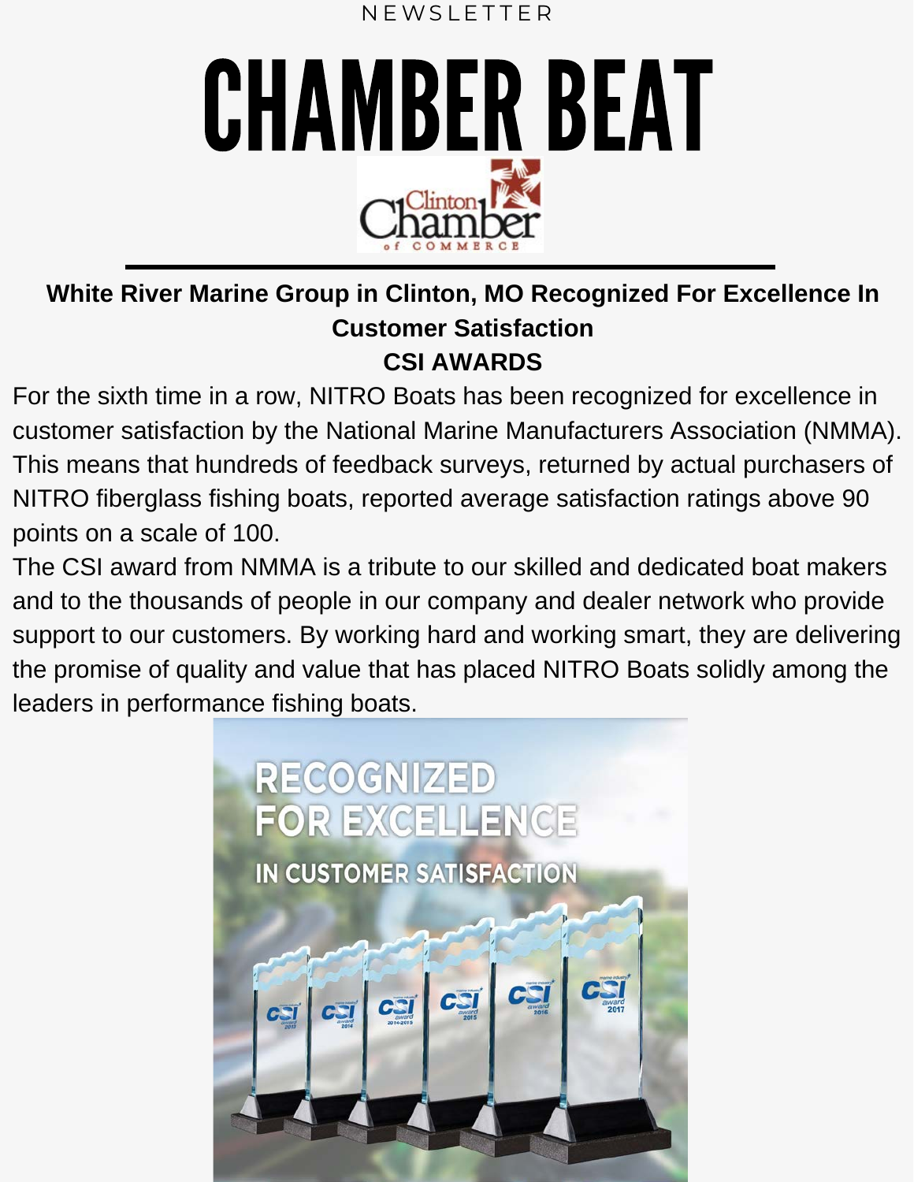NEWSLETTER

# CHAMBER BEAT

Clinton Chamber of Commerce

## White River Marine Group in Clinton, MO Recognized For Excellence In Customer Satisfaction

### CSI AWARDS

For the sixth time in a row, NITRO Boats has been recognized for excellence in customer satisfaction by the National Marine Manufacturers Association (NMMA). This means that hundreds of feedback surveys, returned by actual purchasers of NITRO fiberglass fishing boats, reported average satisfaction ratings above 90 points on a scale of 100.

The CSI award from NMMA is a tribute to our skilled and dedicated boat makers and to the thousands of people in our company and dealer network who provide support to our customers. By working hard and working smart, they are delivering the promise of quality and value that has placed NITRO Boats solidly among the leaders in performance fishing boats.

RECOGNIZED FOR EXCELLENCE

IN CUSTOMER SATISFACTION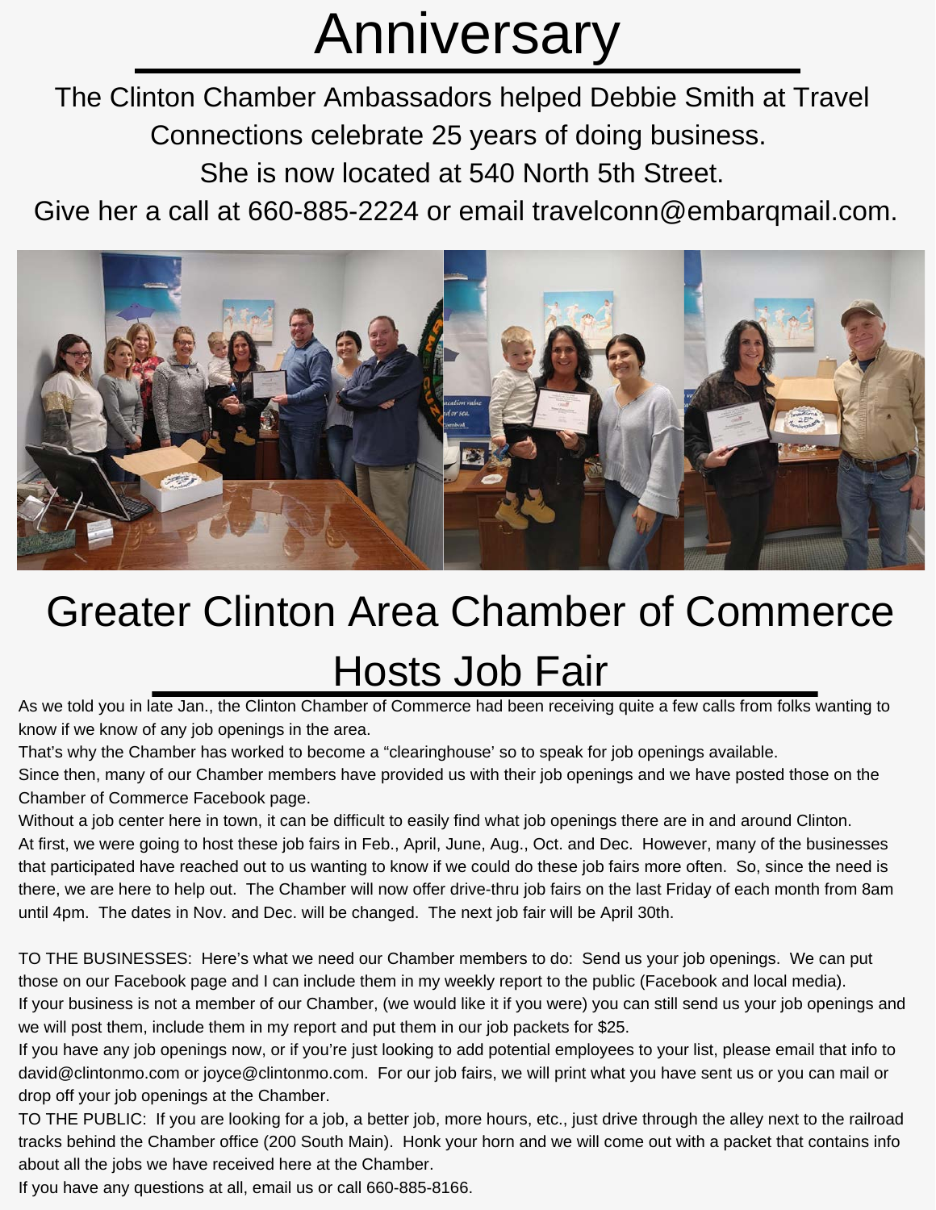# Anniversary

The Clinton Chamber Ambassadors helped Debbie Smith at Travel Connections celebrate 25 years of doing business.

She is now located at 540 North 5th Street.

Give her a call at 660-885-2224 or email travelconn@embarqmail.com.

# Greater Clinton Area Chamber of Commerce Hosts Job Fair

As we told you in late Jan., the Clinton Chamber of Commerce had been receiving quite a few calls from folks wanting to know if we know of any job openings in the area.

That's why the Chamber has worked to become a "clearinghouse' so to speak for job openings available.

Since then, many of our Chamber members have provided us with their job openings and we have posted those on the Chamber of Commerce Facebook page.

Without a job center here in town, it can be difficult to easily find what job openings there are in and around Clinton.

At first, we were going to host these job fairs in Feb., April, June, Aug., Oct. and Dec. However, many of the businesses that participated have reached out to us wanting to know if we could do these job fairs more often. So, since the need is there, we are here to help out. The Chamber will now offer drive-thru job fairs on the last Friday of each month from 8am until 4pm. The dates in Nov. and Dec. will be changed. The next job fair will be April 30th.

TO THE BUSINESSES: Here's what we need our Chamber members to do: Send us your job openings. We can put those on our Facebook page and I can include them in my weekly report to the public (Facebook and local media).

If your business is not a member of our Chamber, (we would like it if you were) you can still send us your job openings and we will post them, include them in my report and put them in our job packets for $25.

If you have any job openings now, or if you're just looking to add potential employees to your list, please email that info to david@clintonmo.com or joyce@clintonmo.com. For our job fairs, we will print what you have sent us or you can mail or drop off your job openings at the Chamber.

TO THE PUBLIC: If you are looking for a job, a better job, more hours, etc., just drive through the alley next to the railroad tracks behind the Chamber office (200 South Main). Honk your horn and we will come out with a packet that contains info about all the jobs we have received here at the Chamber.

If you have any questions at all, email us or call 660-885-8166.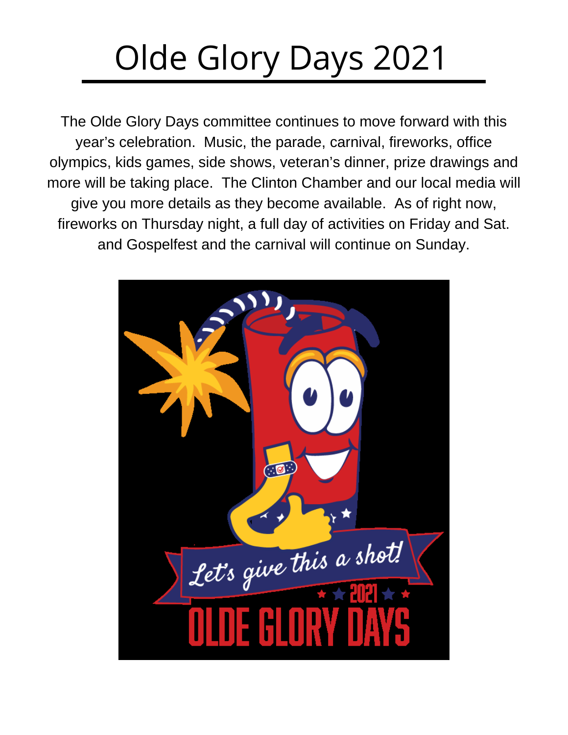# Olde Glory Days 2021

The Olde Glory Days committee continues to move forward with this year's celebration. Music, the parade, carnival, fireworks, office olympics, kids games, side shows, veteran's dinner, prize drawings and more will be taking place. The Clinton Chamber and our local media will give you more details as they become available. As of right now, fireworks on Thursday night, a full day of activities on Friday and Sat. and Gospelfest and the carnival will continue on Sunday.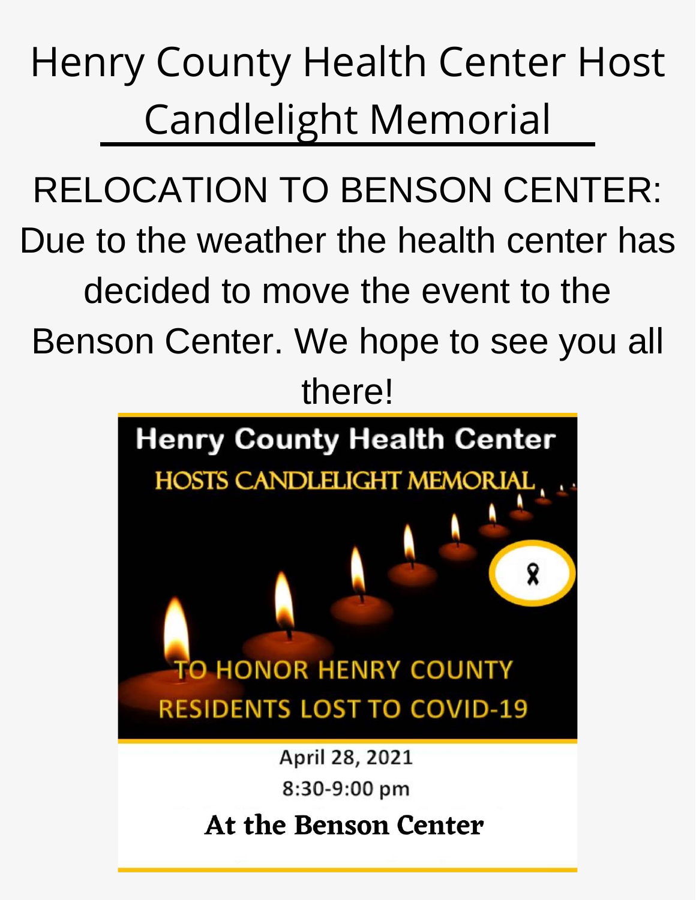# Henry County Health Center Host Candlelight Memorial

RELOCATION TO BENSON CENTER: Due to the weather the health center has decided to move the event to the Benson Center. We hope to see you all there!

**Henry County Health Center**

HOSTS CANDLELIGHT MEMORIAL

TO HONOR HENRY COUNTY RESIDENTS LOST TO COVID-19

April 28, 2021

8:30-9:00 pm

**At the Benson Center**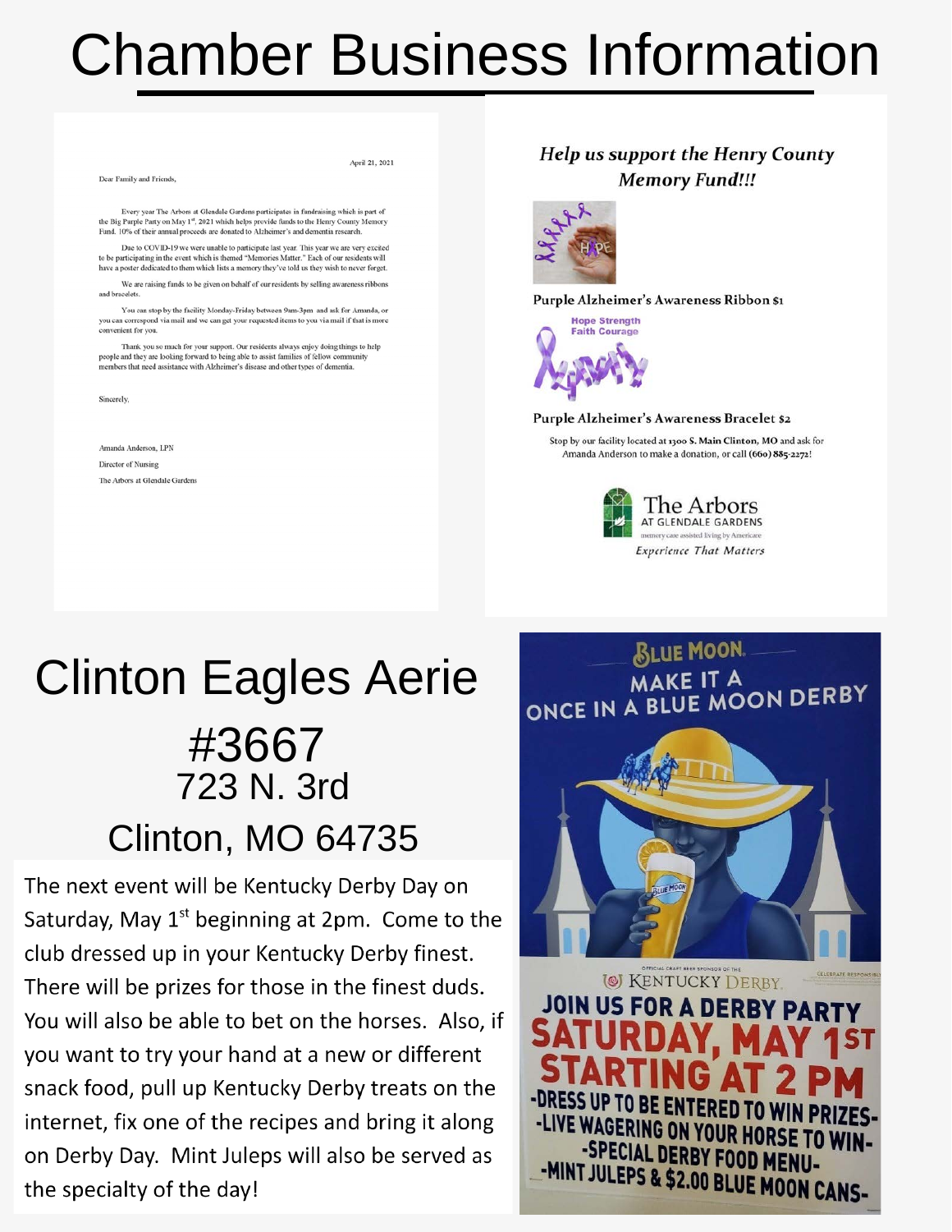# Chamber Business Information

April 21, 2021

Dear Family and Friends,

Every year The Arbors at Glendale Gardens participates in fundraising which is part of the Big Purple Party on May 1st, 2021 which helps provide funds to the Henry County Memory Fund. 10% of their annual proceeds are donated to Alzheimer's and dementia research.

Due to COVID-19 we were unable to participate last year. This year we are very excited to be participating in the event which is themed "Memories Matter." Each of our residents will have a poster dedicated to them which lists a memory they've told us they wish to never forget.

We are raising funds to be given on behalf of our residents by selling awareness ribbons and bracelets.

You can stop by the facility Monday-Friday between 9am-3pm and ask for Amanda, or you can correspond via mail and we can get your requested items to you via mail if that is more convenient for you.

Thank you so much for your support. Our residents always enjoy doing things to help people and they are looking forward to being able to assist families of fellow community members that need assistance with Alzheimer's disease and other types of dementia.

Sincerely,

Amanda Anderson, LPN

Director of Nursing

The Arbors at Glendale Gardens

*Help us support the Henry County Memory Fund!!!*

Purple Alzheimer's Awareness Ribbon $1

Hope Strength Faith Courage

Purple Alzheimer's Awareness Bracelet $2

Stop by our facility located at 1300 S. Main Clinton, MO and ask for Amanda Anderson to make a donation, or call (660) 885-2272!

The Arbors at Glendale Gardens
memory care assisted living by Americare
*Experience That Matters*

# Clinton Eagles Aerie #3667

## 723 N. 3rd
## Clinton, MO 64735

The next event will be Kentucky Derby Day on Saturday, May 1st beginning at 2pm. Come to the club dressed up in your Kentucky Derby finest. There will be prizes for those in the finest duds. You will also be able to bet on the horses. Also, if you want to try your hand at a new or different snack food, pull up Kentucky Derby treats on the internet, fix one of the recipes and bring it along on Derby Day. Mint Juleps will also be served as the specialty of the day!

BLUE MOON

MAKE IT A ONCE IN A BLUE MOON DERBY

Official Craft Beer Sponsor of the Kentucky Derby

JOIN US FOR A DERBY PARTY

SATURDAY, MAY 1ST

STARTING AT 2 PM

-DRESS UP TO BE ENTERED TO WIN PRIZES-

-LIVE WAGERING ON YOUR HORSE TO WIN-

-SPECIAL DERBY FOOD MENU-

-MINT JULEPS & $2.00 BLUE MOON CANS-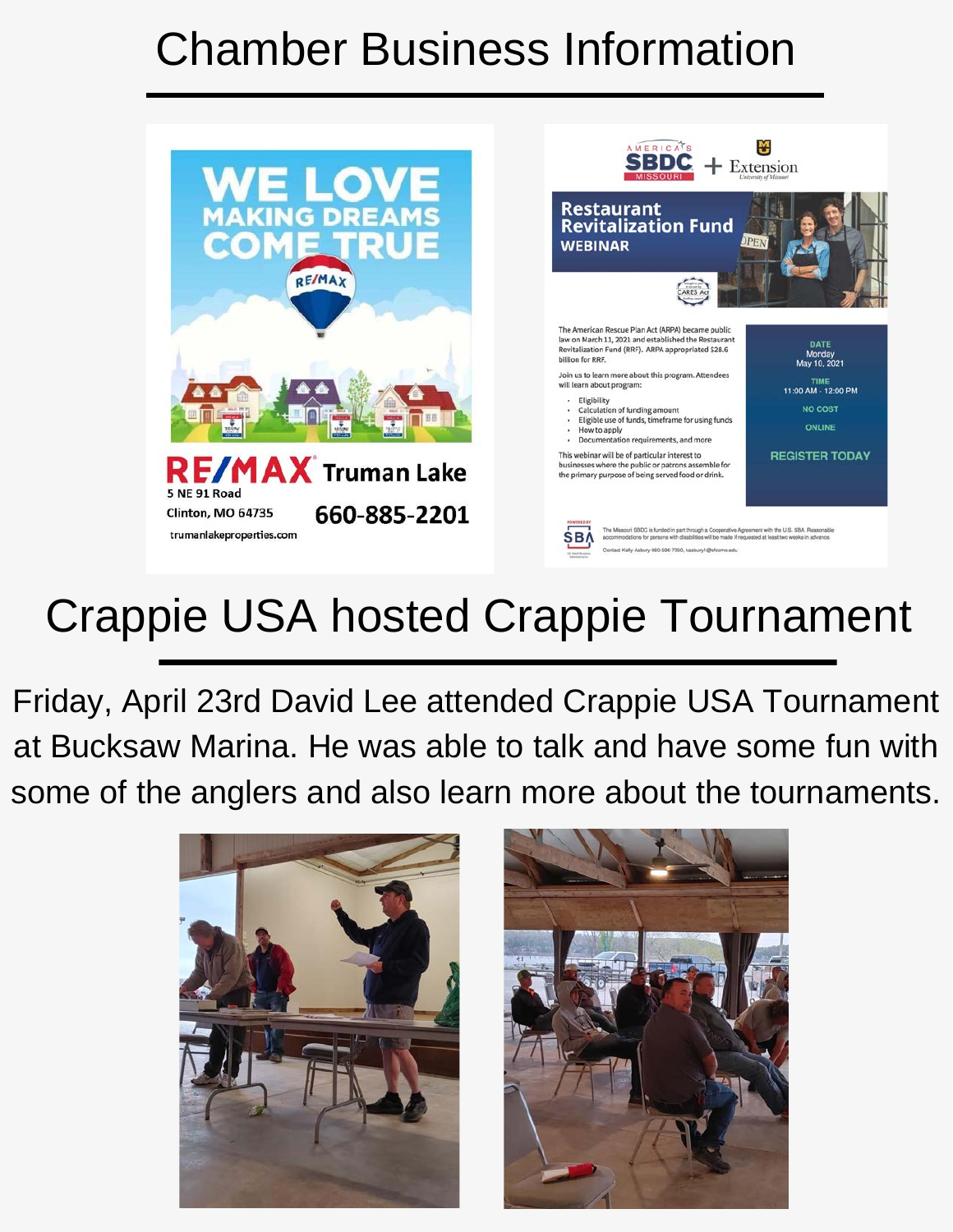# Chamber Business Information

WE LOVE MAKING DREAMS COME TRUE

RE/MAX Truman Lake

5 NE 91 Road

Clinton, MO 64735

660-885-2201

trumanlakeproperties.com

AMERICA'S SBDC MISSOURI + Extension University of Missouri

## Restaurant Revitalization Fund WEBINAR

The American Rescue Plan Act (ARPA) became public law on March 11, 2021 and established the Restaurant Revitalization Fund (RRF). ARPA appropriated $28.6 billion for RRF.

Join us to learn more about this program. Attendees will learn about program:

- Eligibility
- Calculation of funding amount
- Eligible use of funds, timeframe for using funds
- How to apply
- Documentation requirements, and more

This webinar will be of particular interest to businesses where the public or patrons assemble for the primary purpose of being served food or drink.

DATE
Monday
May 10, 2021

TIME
11:00 AM - 12:00 PM

NO COST

ONLINE

REGISTER TODAY

The Missouri SBDC is funded in part through a Cooperative Agreement with the U.S. SBA. Reasonable accommodations for persons with disabilities will be made if requested at least two weeks in advance.

Contact Kelly Asbury 660 596 7350, kasbury1@sfccmo.edu

# Crappie USA hosted Crappie Tournament

Friday, April 23rd David Lee attended Crappie USA Tournament at Bucksaw Marina. He was able to talk and have some fun with some of the anglers and also learn more about the tournaments.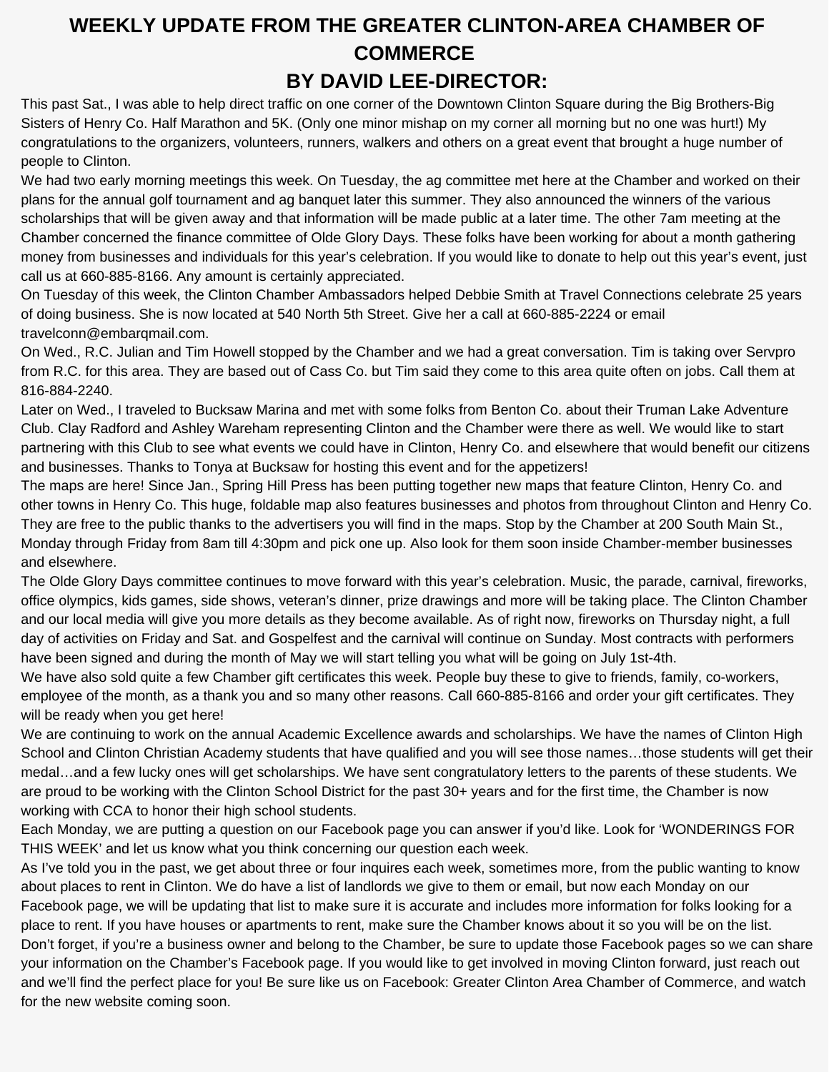# WEEKLY UPDATE FROM THE GREATER CLINTON-AREA CHAMBER OF COMMERCE

## BY DAVID LEE-DIRECTOR:

This past Sat., I was able to help direct traffic on one corner of the Downtown Clinton Square during the Big Brothers-Big Sisters of Henry Co. Half Marathon and 5K. (Only one minor mishap on my corner all morning but no one was hurt!) My congratulations to the organizers, volunteers, runners, walkers and others on a great event that brought a huge number of people to Clinton.

We had two early morning meetings this week. On Tuesday, the ag committee met here at the Chamber and worked on their plans for the annual golf tournament and ag banquet later this summer. They also announced the winners of the various scholarships that will be given away and that information will be made public at a later time. The other 7am meeting at the Chamber concerned the finance committee of Olde Glory Days. These folks have been working for about a month gathering money from businesses and individuals for this year's celebration. If you would like to donate to help out this year's event, just call us at 660-885-8166. Any amount is certainly appreciated.

On Tuesday of this week, the Clinton Chamber Ambassadors helped Debbie Smith at Travel Connections celebrate 25 years of doing business. She is now located at 540 North 5th Street. Give her a call at 660-885-2224 or email travelconn@embarqmail.com.

On Wed., R.C. Julian and Tim Howell stopped by the Chamber and we had a great conversation. Tim is taking over Servpro from R.C. for this area. They are based out of Cass Co. but Tim said they come to this area quite often on jobs. Call them at 816-884-2240.

Later on Wed., I traveled to Bucksaw Marina and met with some folks from Benton Co. about their Truman Lake Adventure Club. Clay Radford and Ashley Wareham representing Clinton and the Chamber were there as well. We would like to start partnering with this Club to see what events we could have in Clinton, Henry Co. and elsewhere that would benefit our citizens and businesses. Thanks to Tonya at Bucksaw for hosting this event and for the appetizers!

The maps are here! Since Jan., Spring Hill Press has been putting together new maps that feature Clinton, Henry Co. and other towns in Henry Co. This huge, foldable map also features businesses and photos from throughout Clinton and Henry Co. They are free to the public thanks to the advertisers you will find in the maps. Stop by the Chamber at 200 South Main St., Monday through Friday from 8am till 4:30pm and pick one up. Also look for them soon inside Chamber-member businesses and elsewhere.

The Olde Glory Days committee continues to move forward with this year's celebration. Music, the parade, carnival, fireworks, office olympics, kids games, side shows, veteran's dinner, prize drawings and more will be taking place. The Clinton Chamber and our local media will give you more details as they become available. As of right now, fireworks on Thursday night, a full day of activities on Friday and Sat. and Gospelfest and the carnival will continue on Sunday. Most contracts with performers have been signed and during the month of May we will start telling you what will be going on July 1st-4th.

We have also sold quite a few Chamber gift certificates this week. People buy these to give to friends, family, co-workers, employee of the month, as a thank you and so many other reasons. Call 660-885-8166 and order your gift certificates. They will be ready when you get here!

We are continuing to work on the annual Academic Excellence awards and scholarships. We have the names of Clinton High School and Clinton Christian Academy students that have qualified and you will see those names…those students will get their medal…and a few lucky ones will get scholarships. We have sent congratulatory letters to the parents of these students. We are proud to be working with the Clinton School District for the past 30+ years and for the first time, the Chamber is now working with CCA to honor their high school students.

Each Monday, we are putting a question on our Facebook page you can answer if you'd like. Look for 'WONDERINGS FOR THIS WEEK' and let us know what you think concerning our question each week.

As I've told you in the past, we get about three or four inquires each week, sometimes more, from the public wanting to know about places to rent in Clinton. We do have a list of landlords we give to them or email, but now each Monday on our Facebook page, we will be updating that list to make sure it is accurate and includes more information for folks looking for a place to rent. If you have houses or apartments to rent, make sure the Chamber knows about it so you will be on the list.

Don't forget, if you're a business owner and belong to the Chamber, be sure to update those Facebook pages so we can share your information on the Chamber's Facebook page. If you would like to get involved in moving Clinton forward, just reach out and we'll find the perfect place for you! Be sure like us on Facebook: Greater Clinton Area Chamber of Commerce, and watch for the new website coming soon.